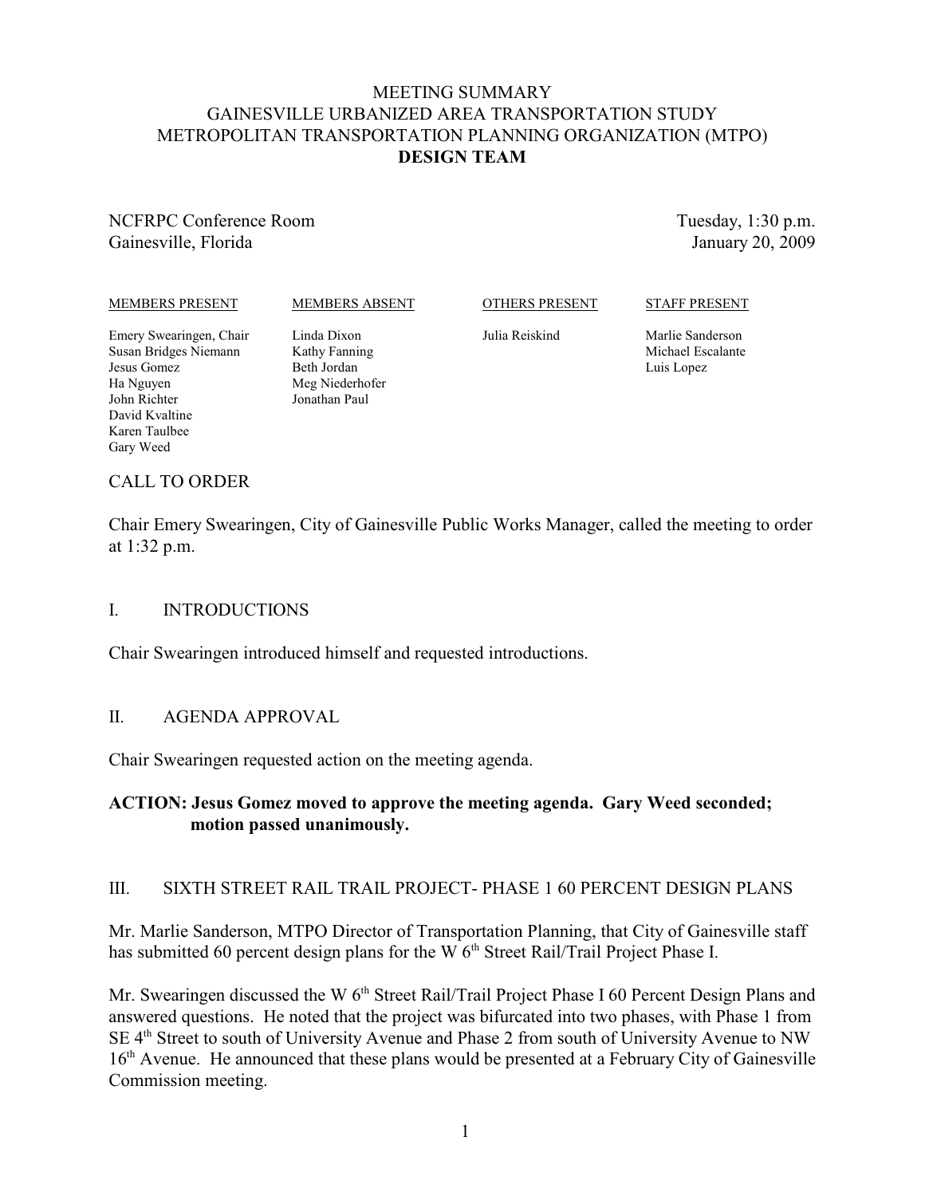# MEETING SUMMARY
# GAINESVILLE URBANIZED AREA TRANSPORTATION STUDY
# METROPOLITAN TRANSPORTATION PLANNING ORGANIZATION (MTPO)
# DESIGN TEAM

NCFRPC Conference Room
Gainesville, Florida

Tuesday, 1:30 p.m.
January 20, 2009

| MEMBERS PRESENT | MEMBERS ABSENT | OTHERS PRESENT | STAFF PRESENT |
|---|---|---|---|
| Emery Swearingen, Chair | Linda Dixon | Julia Reiskind | Marlie Sanderson |
| Susan Bridges Niemann | Kathy Fanning | | Michael Escalante |
| Jesus Gomez | Beth Jordan | | Luis Lopez |
| Ha Nguyen | Meg Niederhofer | | |
| John Richter | Jonathan Paul | | |
| David Kvaltine | | | |
| Karen Taulbee | | | |
| Gary Weed | | | |

## CALL TO ORDER

Chair Emery Swearingen, City of Gainesville Public Works Manager, called the meeting to order at 1:32 p.m.

## I. INTRODUCTIONS

Chair Swearingen introduced himself and requested introductions.

## II. AGENDA APPROVAL

Chair Swearingen requested action on the meeting agenda.

**ACTION: Jesus Gomez moved to approve the meeting agenda. Gary Weed seconded; motion passed unanimously.**

## III. SIXTH STREET RAIL TRAIL PROJECT- PHASE 1 60 PERCENT DESIGN PLANS

Mr. Marlie Sanderson, MTPO Director of Transportation Planning, that City of Gainesville staff has submitted 60 percent design plans for the W 6th Street Rail/Trail Project Phase I.

Mr. Swearingen discussed the W 6th Street Rail/Trail Project Phase I 60 Percent Design Plans and answered questions. He noted that the project was bifurcated into two phases, with Phase 1 from SE 4th Street to south of University Avenue and Phase 2 from south of University Avenue to NW 16th Avenue. He announced that these plans would be presented at a February City of Gainesville Commission meeting.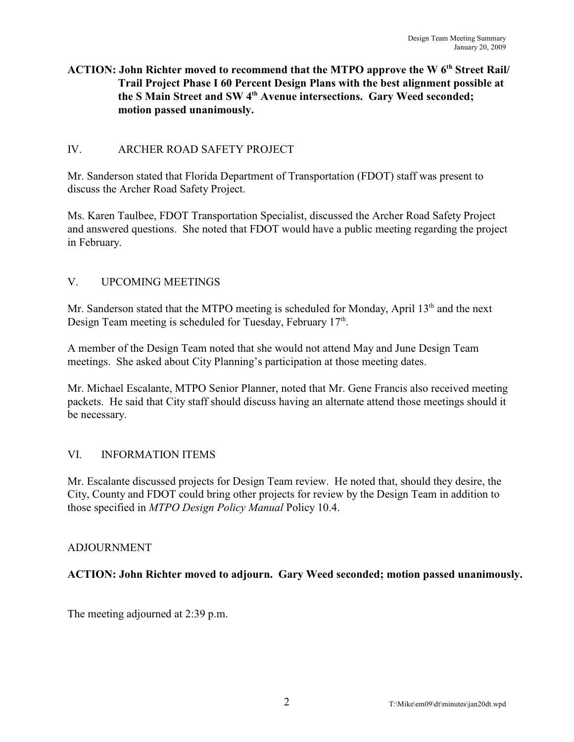**ACTION: John Richter moved to recommend that the MTPO approve the W 6th Street Rail/ Trail Project Phase I 60 Percent Design Plans with the best alignment possible at the S Main Street and SW 4th Avenue intersections. Gary Weed seconded; motion passed unanimously.**

## IV. ARCHER ROAD SAFETY PROJECT

Mr. Sanderson stated that Florida Department of Transportation (FDOT) staff was present to discuss the Archer Road Safety Project.

Ms. Karen Taulbee, FDOT Transportation Specialist, discussed the Archer Road Safety Project and answered questions. She noted that FDOT would have a public meeting regarding the project in February.

## V. UPCOMING MEETINGS

Mr. Sanderson stated that the MTPO meeting is scheduled for Monday, April 13th and the next Design Team meeting is scheduled for Tuesday, February 17th.

A member of the Design Team noted that she would not attend May and June Design Team meetings. She asked about City Planning's participation at those meeting dates.

Mr. Michael Escalante, MTPO Senior Planner, noted that Mr. Gene Francis also received meeting packets. He said that City staff should discuss having an alternate attend those meetings should it be necessary.

## VI. INFORMATION ITEMS

Mr. Escalante discussed projects for Design Team review. He noted that, should they desire, the City, County and FDOT could bring other projects for review by the Design Team in addition to those specified in *MTPO Design Policy Manual* Policy 10.4.

## ADJOURNMENT

**ACTION: John Richter moved to adjourn. Gary Weed seconded; motion passed unanimously.**

The meeting adjourned at 2:39 p.m.

T:\Mike\em09\dt\minutes\jan20dt.wpd